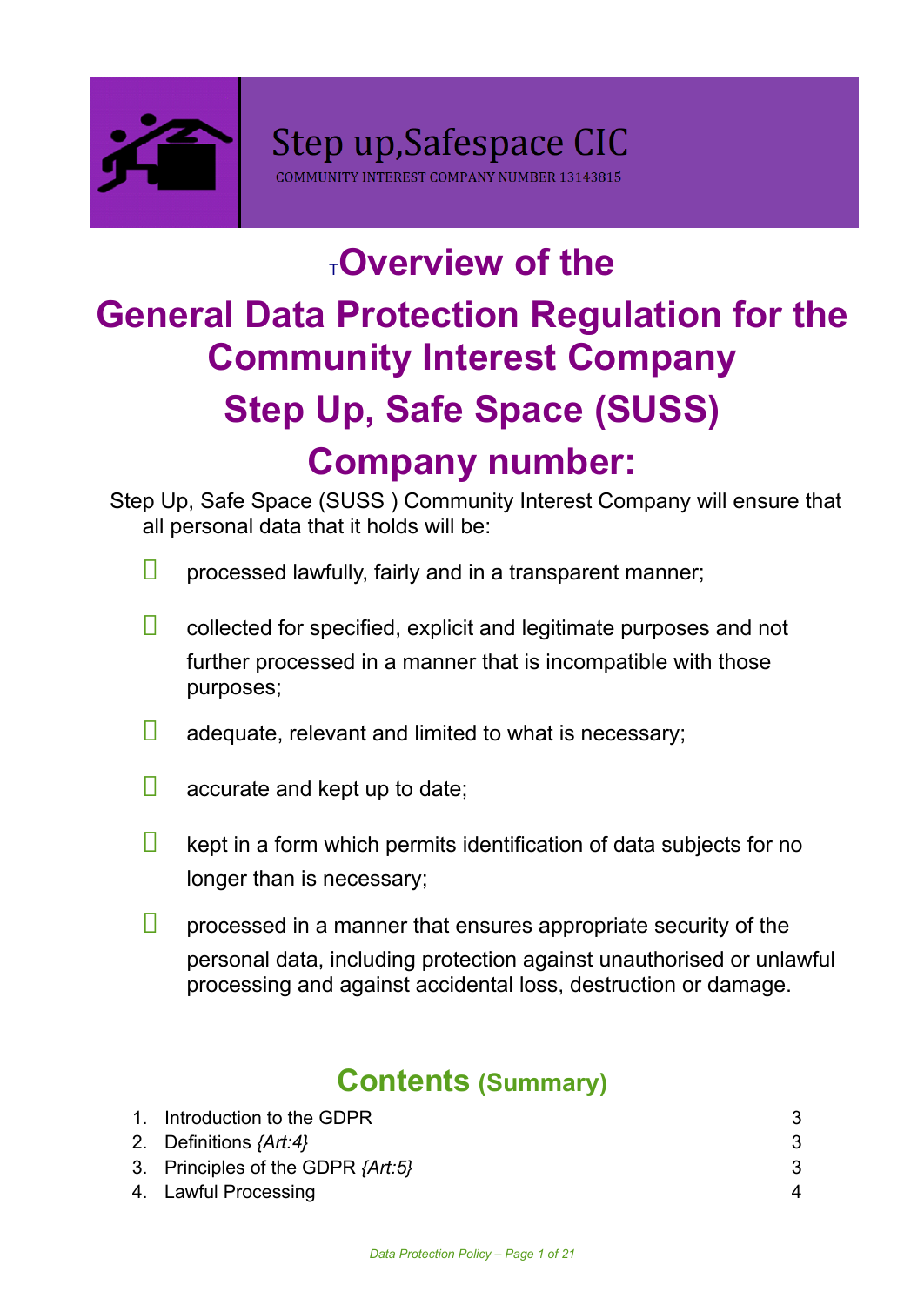Step up,Safespace CIC

COMMUNITY INTEREST COMPANY NUMBER 13143815

# TOverview of the

# General Data Protection Regulation for the Community Interest Company

# Step Up, Safe Space (SUSS)

# Company number:

Step Up, Safe Space (SUSS ) Community Interest Company will ensure that all personal data that it holds will be:

- processed lawfully, fairly and in a transparent manner;
- collected for specified, explicit and legitimate purposes and not further processed in a manner that is incompatible with those purposes;
- adequate, relevant and limited to what is necessary;
- accurate and kept up to date;
- kept in a form which permits identification of data subjects for no longer than is necessary;
- processed in a manner that ensures appropriate security of the personal data, including protection against unauthorised or unlawful processing and against accidental loss, destruction or damage.

## Contents (Summary)

| | | |
|---|---|---|
| 1. | Introduction to the GDPR | 3 |
| 2. | Definitions *{Art:4}* | 3 |
| 3. | Principles of the GDPR *{Art:5}* | 3 |
| 4. | Lawful Processing | 4 |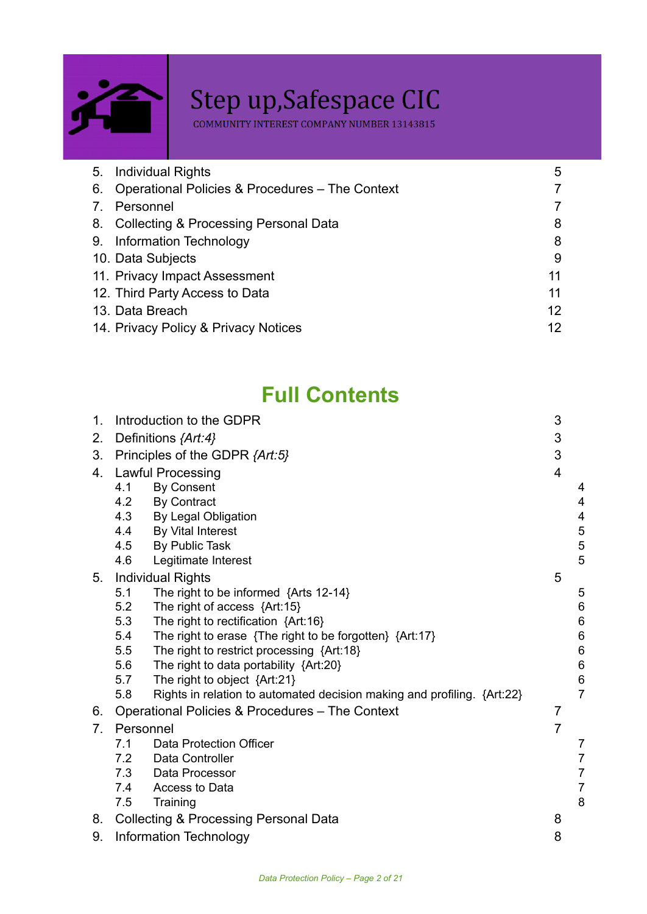# Step up,Safespace CIC

COMMUNITY INTEREST COMPANY NUMBER 13143815

5. Individual Rights 5
6. Operational Policies & Procedures – The Context 7
7. Personnel 7
8. Collecting & Processing Personal Data 8
9. Information Technology 8
10. Data Subjects 9
11. Privacy Impact Assessment 11
12. Third Party Access to Data 11
13. Data Breach 12
14. Privacy Policy & Privacy Notices 12

## Full Contents

1. Introduction to the GDPR 3
2. Definitions *{Art:4}* 3
3. Principles of the GDPR *{Art:5}* 3
4. Lawful Processing 4
    - 4.1 By Consent 4
    - 4.2 By Contract 4
    - 4.3 By Legal Obligation 4
    - 4.4 By Vital Interest 5
    - 4.5 By Public Task 5
    - 4.6 Legitimate Interest 5
5. Individual Rights 5
    - 5.1 The right to be informed {Arts 12-14} 5
    - 5.2 The right of access {Art:15} 6
    - 5.3 The right to rectification {Art:16} 6
    - 5.4 The right to erase {The right to be forgotten} {Art:17} 6
    - 5.5 The right to restrict processing {Art:18} 6
    - 5.6 The right to data portability {Art:20} 6
    - 5.7 The right to object {Art:21} 6
    - 5.8 Rights in relation to automated decision making and profiling. {Art:22} 7
6. Operational Policies & Procedures – The Context 7
7. Personnel 7
    - 7.1 Data Protection Officer 7
    - 7.2 Data Controller 7
    - 7.3 Data Processor 7
    - 7.4 Access to Data 7
    - 7.5 Training 8
8. Collecting & Processing Personal Data 8
9. Information Technology 8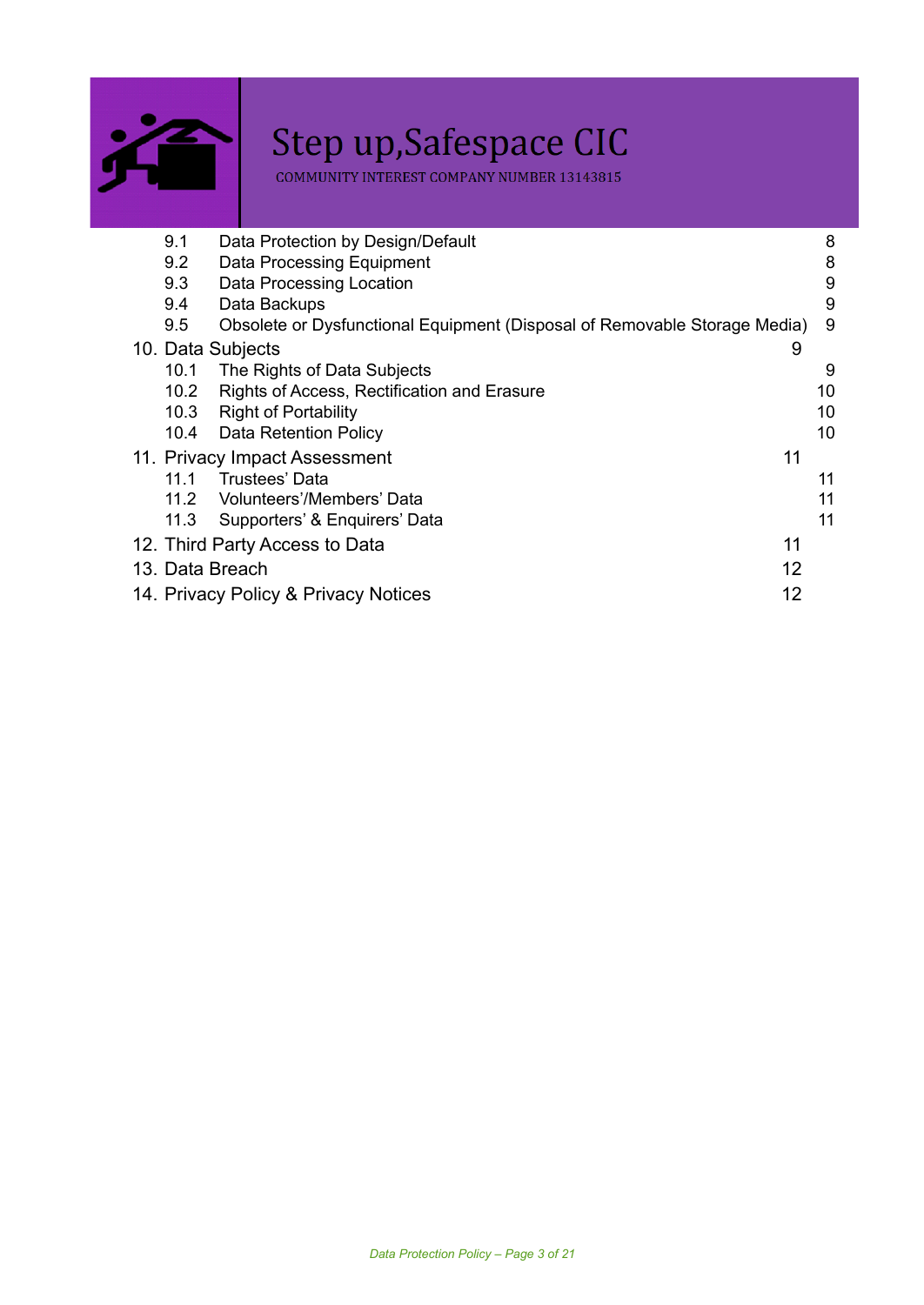- 9.1 Data Protection by Design/Default 8
- 9.2 Data Processing Equipment 8
- 9.3 Data Processing Location 9
- 9.4 Data Backups 9
- 9.5 Obsolete or Dysfunctional Equipment (Disposal of Removable Storage Media) 9

10. Data Subjects 9
- 10.1 The Rights of Data Subjects 9
- 10.2 Rights of Access, Rectification and Erasure 10
- 10.3 Right of Portability 10
- 10.4 Data Retention Policy 10

11. Privacy Impact Assessment 11
- 11.1 Trustees' Data 11
- 11.2 Volunteers'/Members' Data 11
- 11.3 Supporters' & Enquirers' Data 11

12. Third Party Access to Data 11

13. Data Breach 12

14. Privacy Policy & Privacy Notices 12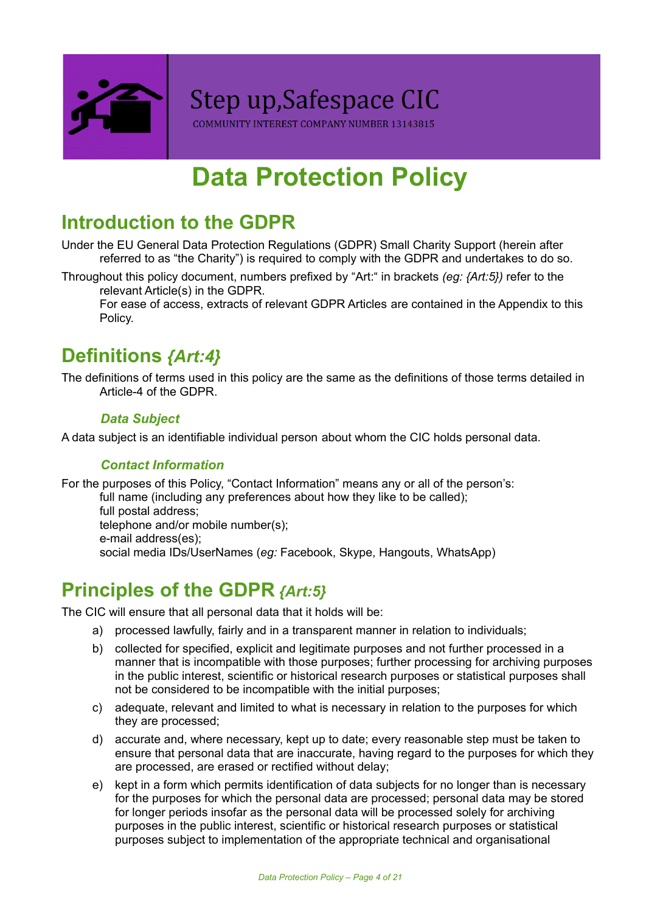Step up,Safespace CIC

COMMUNITY INTEREST COMPANY NUMBER 13143815

# Data Protection Policy

## Introduction to the GDPR

Under the EU General Data Protection Regulations (GDPR) Small Charity Support (herein after referred to as "the Charity") is required to comply with the GDPR and undertakes to do so.

Throughout this policy document, numbers prefixed by "Art:" in brackets *(eg: {Art:5})* refer to the relevant Article(s) in the GDPR.
For ease of access, extracts of relevant GDPR Articles are contained in the Appendix to this Policy.

## Definitions *{Art:4}*

The definitions of terms used in this policy are the same as the definitions of those terms detailed in Article-4 of the GDPR.

### *Data Subject*

A data subject is an identifiable individual person about whom the CIC holds personal data.

### *Contact Information*

For the purposes of this Policy, "Contact Information" means any or all of the person's:

full name (including any preferences about how they like to be called);
full postal address;
telephone and/or mobile number(s);
e-mail address(es);
social media IDs/UserNames (*eg:* Facebook, Skype, Hangouts, WhatsApp)

## Principles of the GDPR *{Art:5}*

The CIC will ensure that all personal data that it holds will be:

a) processed lawfully, fairly and in a transparent manner in relation to individuals;
b) collected for specified, explicit and legitimate purposes and not further processed in a manner that is incompatible with those purposes; further processing for archiving purposes in the public interest, scientific or historical research purposes or statistical purposes shall not be considered to be incompatible with the initial purposes;
c) adequate, relevant and limited to what is necessary in relation to the purposes for which they are processed;
d) accurate and, where necessary, kept up to date; every reasonable step must be taken to ensure that personal data that are inaccurate, having regard to the purposes for which they are processed, are erased or rectified without delay;
e) kept in a form which permits identification of data subjects for no longer than is necessary for the purposes for which the personal data are processed; personal data may be stored for longer periods insofar as the personal data will be processed solely for archiving purposes in the public interest, scientific or historical research purposes or statistical purposes subject to implementation of the appropriate technical and organisational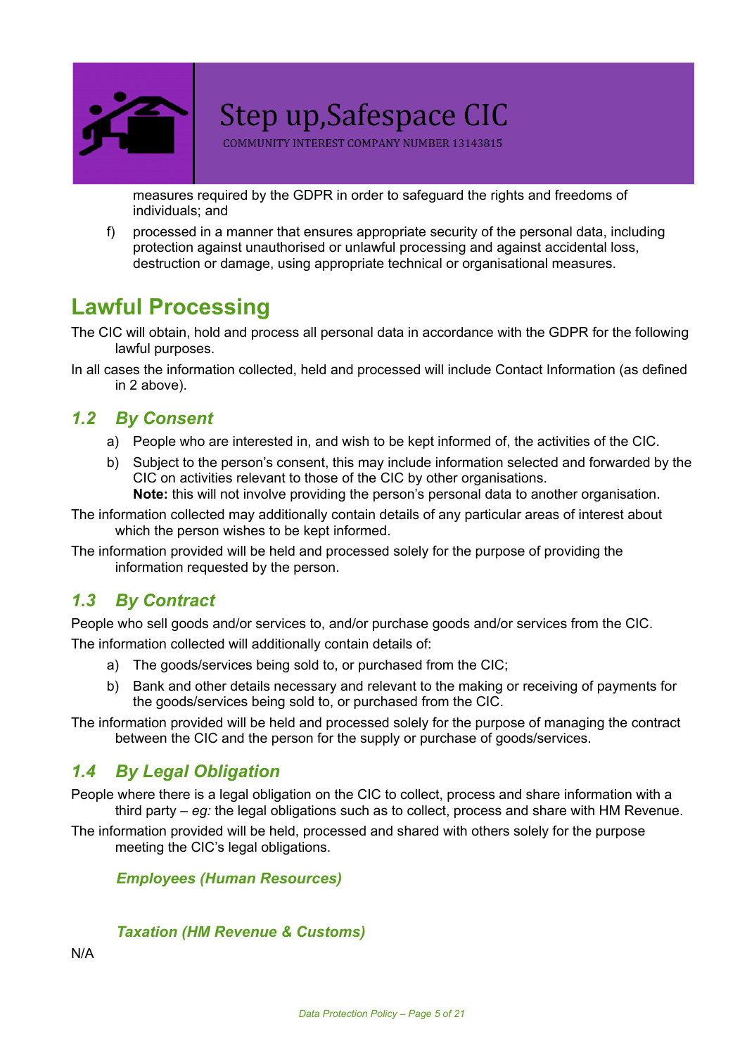measures required by the GDPR in order to safeguard the rights and freedoms of individuals; and

f) processed in a manner that ensures appropriate security of the personal data, including protection against unauthorised or unlawful processing and against accidental loss, destruction or damage, using appropriate technical or organisational measures.

# Lawful Processing

The CIC will obtain, hold and process all personal data in accordance with the GDPR for the following lawful purposes.

In all cases the information collected, held and processed will include Contact Information (as defined in 2 above).

## *1.2 By Consent*

a) People who are interested in, and wish to be kept informed of, the activities of the CIC.

b) Subject to the person's consent, this may include information selected and forwarded by the CIC on activities relevant to those of the CIC by other organisations.
**Note:** this will not involve providing the person's personal data to another organisation.

The information collected may additionally contain details of any particular areas of interest about which the person wishes to be kept informed.

The information provided will be held and processed solely for the purpose of providing the information requested by the person.

## *1.3 By Contract*

People who sell goods and/or services to, and/or purchase goods and/or services from the CIC.

The information collected will additionally contain details of:

a) The goods/services being sold to, or purchased from the CIC;

b) Bank and other details necessary and relevant to the making or receiving of payments for the goods/services being sold to, or purchased from the CIC.

The information provided will be held and processed solely for the purpose of managing the contract between the CIC and the person for the supply or purchase of goods/services.

## *1.4 By Legal Obligation*

People where there is a legal obligation on the CIC to collect, process and share information with a third party – *eg:* the legal obligations such as to collect, process and share with HM Revenue.

The information provided will be held, processed and shared with others solely for the purpose meeting the CIC's legal obligations.

### *Employees (Human Resources)*

### *Taxation (HM Revenue & Customs)*

N/A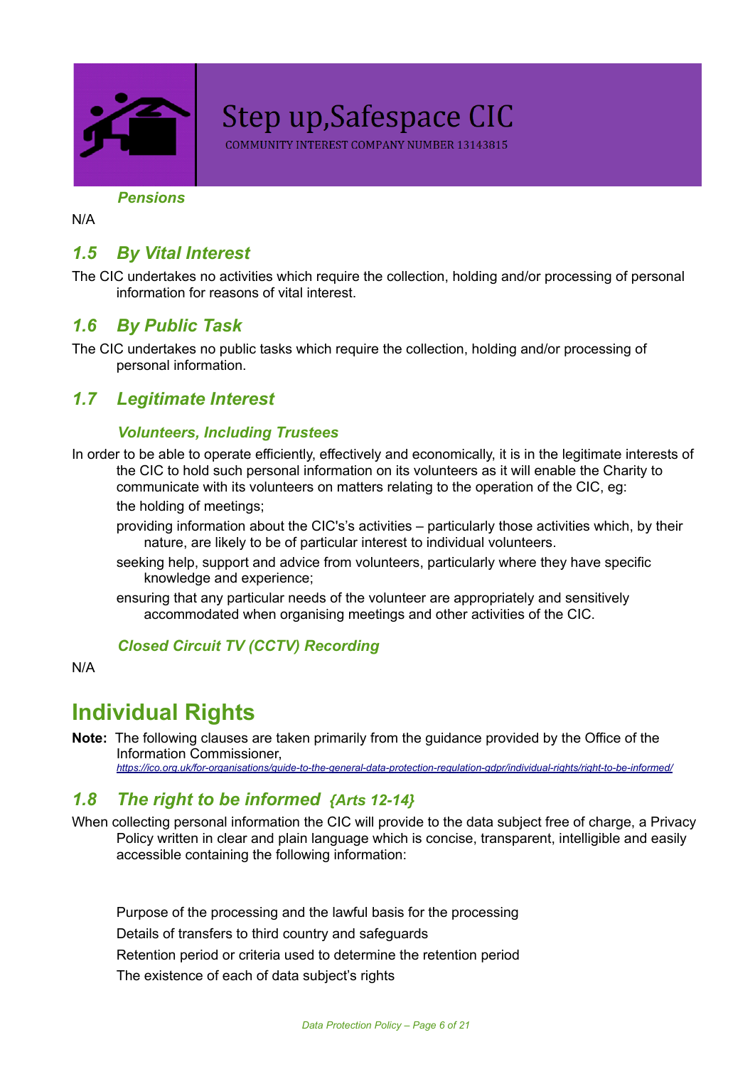#### Pensions

N/A

### 1.5 By Vital Interest

The CIC undertakes no activities which require the collection, holding and/or processing of personal information for reasons of vital interest.

### 1.6 By Public Task

The CIC undertakes no public tasks which require the collection, holding and/or processing of personal information.

### 1.7 Legitimate Interest

#### Volunteers, Including Trustees

In order to be able to operate efficiently, effectively and economically, it is in the legitimate interests of the CIC to hold such personal information on its volunteers as it will enable the Charity to communicate with its volunteers on matters relating to the operation of the CIC, eg:

- the holding of meetings;
- providing information about the CIC's's activities – particularly those activities which, by their nature, are likely to be of particular interest to individual volunteers.
- seeking help, support and advice from volunteers, particularly where they have specific knowledge and experience;
- ensuring that any particular needs of the volunteer are appropriately and sensitively accommodated when organising meetings and other activities of the CIC.

#### Closed Circuit TV (CCTV) Recording

N/A

## Individual Rights

**Note:** The following clauses are taken primarily from the guidance provided by the Office of the Information Commissioner, *https://ico.org.uk/for-organisations/guide-to-the-general-data-protection-regulation-gdpr/individual-rights/right-to-be-informed/*

### 1.8 The right to be informed *{Arts 12-14}*

When collecting personal information the CIC will provide to the data subject free of charge, a Privacy Policy written in clear and plain language which is concise, transparent, intelligible and easily accessible containing the following information:

- Purpose of the processing and the lawful basis for the processing
- Details of transfers to third country and safeguards
- Retention period or criteria used to determine the retention period
- The existence of each of data subject's rights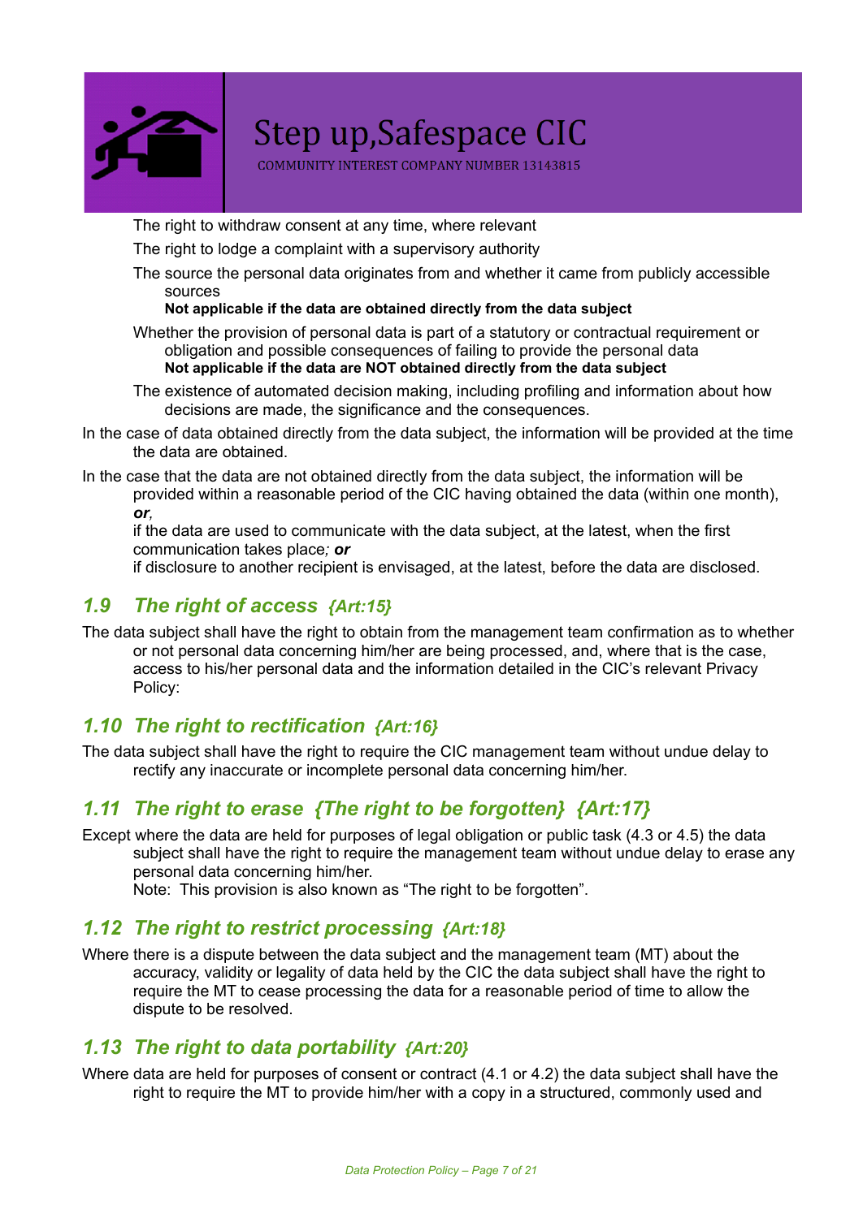The right to withdraw consent at any time, where relevant

The right to lodge a complaint with a supervisory authority

The source the personal data originates from and whether it came from publicly accessible sources
**Not applicable if the data are obtained directly from the data subject**

Whether the provision of personal data is part of a statutory or contractual requirement or obligation and possible consequences of failing to provide the personal data
**Not applicable if the data are NOT obtained directly from the data subject**

The existence of automated decision making, including profiling and information about how decisions are made, the significance and the consequences.

In the case of data obtained directly from the data subject, the information will be provided at the time the data are obtained.

In the case that the data are not obtained directly from the data subject, the information will be provided within a reasonable period of the CIC having obtained the data (within one month), ***or,***
if the data are used to communicate with the data subject, at the latest, when the first communication takes place*;* ***or***
if disclosure to another recipient is envisaged, at the latest, before the data are disclosed.

## *1.9 The right of access {Art:15}*

The data subject shall have the right to obtain from the management team confirmation as to whether or not personal data concerning him/her are being processed, and, where that is the case, access to his/her personal data and the information detailed in the CIC's relevant Privacy Policy:

## *1.10 The right to rectification {Art:16}*

The data subject shall have the right to require the CIC management team without undue delay to rectify any inaccurate or incomplete personal data concerning him/her.

## *1.11 The right to erase {The right to be forgotten} {Art:17}*

Except where the data are held for purposes of legal obligation or public task (4.3 or 4.5) the data subject shall have the right to require the management team without undue delay to erase any personal data concerning him/her.
Note: This provision is also known as "The right to be forgotten".

## *1.12 The right to restrict processing {Art:18}*

Where there is a dispute between the data subject and the management team (MT) about the accuracy, validity or legality of data held by the CIC the data subject shall have the right to require the MT to cease processing the data for a reasonable period of time to allow the dispute to be resolved.

## *1.13 The right to data portability {Art:20}*

Where data are held for purposes of consent or contract (4.1 or 4.2) the data subject shall have the right to require the MT to provide him/her with a copy in a structured, commonly used and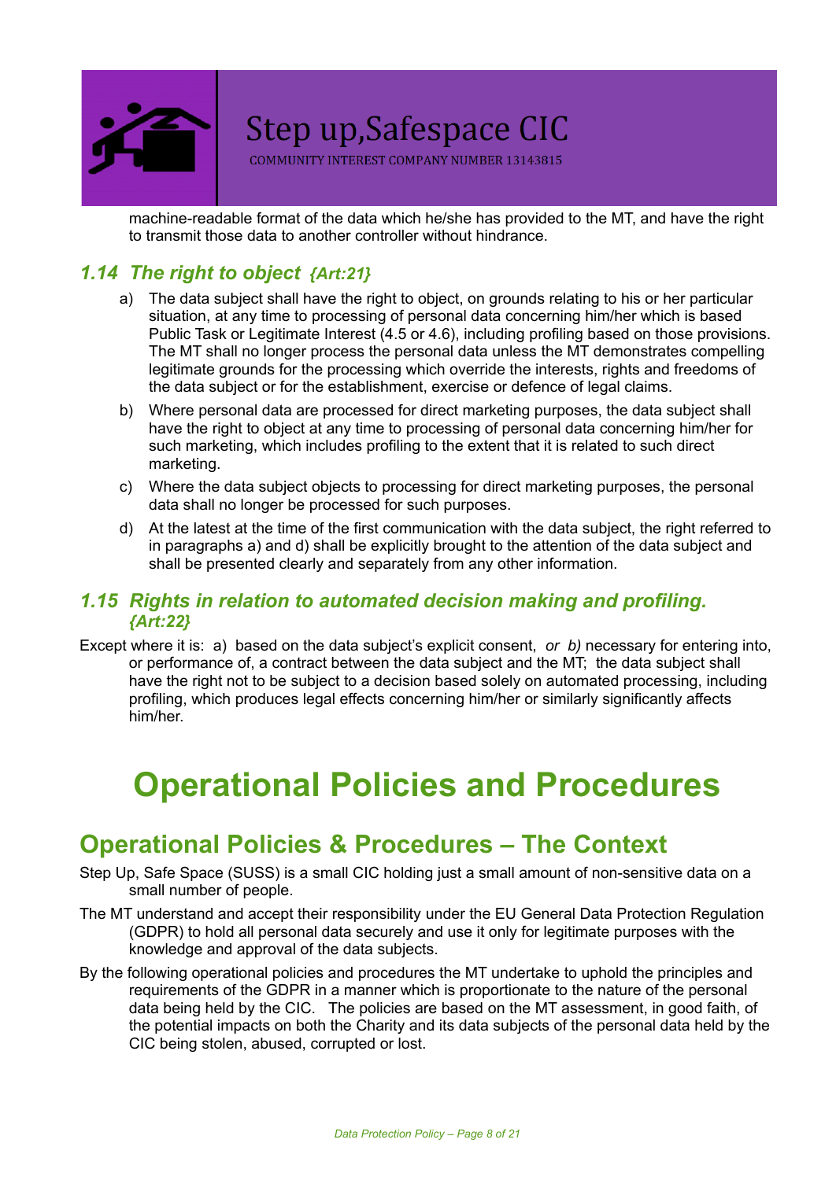machine-readable format of the data which he/she has provided to the MT, and have the right to transmit those data to another controller without hindrance.

### *1.14 The right to object {Art:21}*

a) The data subject shall have the right to object, on grounds relating to his or her particular situation, at any time to processing of personal data concerning him/her which is based Public Task or Legitimate Interest (4.5 or 4.6), including profiling based on those provisions. The MT shall no longer process the personal data unless the MT demonstrates compelling legitimate grounds for the processing which override the interests, rights and freedoms of the data subject or for the establishment, exercise or defence of legal claims.

b) Where personal data are processed for direct marketing purposes, the data subject shall have the right to object at any time to processing of personal data concerning him/her for such marketing, which includes profiling to the extent that it is related to such direct marketing.

c) Where the data subject objects to processing for direct marketing purposes, the personal data shall no longer be processed for such purposes.

d) At the latest at the time of the first communication with the data subject, the right referred to in paragraphs a) and d) shall be explicitly brought to the attention of the data subject and shall be presented clearly and separately from any other information.

### *1.15 Rights in relation to automated decision making and profiling. {Art:22}*

Except where it is: a) based on the data subject's explicit consent, *or b)* necessary for entering into, or performance of, a contract between the data subject and the MT; the data subject shall have the right not to be subject to a decision based solely on automated processing, including profiling, which produces legal effects concerning him/her or similarly significantly affects him/her.

# Operational Policies and Procedures

## Operational Policies & Procedures – The Context

Step Up, Safe Space (SUSS) is a small CIC holding just a small amount of non-sensitive data on a small number of people.

The MT understand and accept their responsibility under the EU General Data Protection Regulation (GDPR) to hold all personal data securely and use it only for legitimate purposes with the knowledge and approval of the data subjects.

By the following operational policies and procedures the MT undertake to uphold the principles and requirements of the GDPR in a manner which is proportionate to the nature of the personal data being held by the CIC. The policies are based on the MT assessment, in good faith, of the potential impacts on both the Charity and its data subjects of the personal data held by the CIC being stolen, abused, corrupted or lost.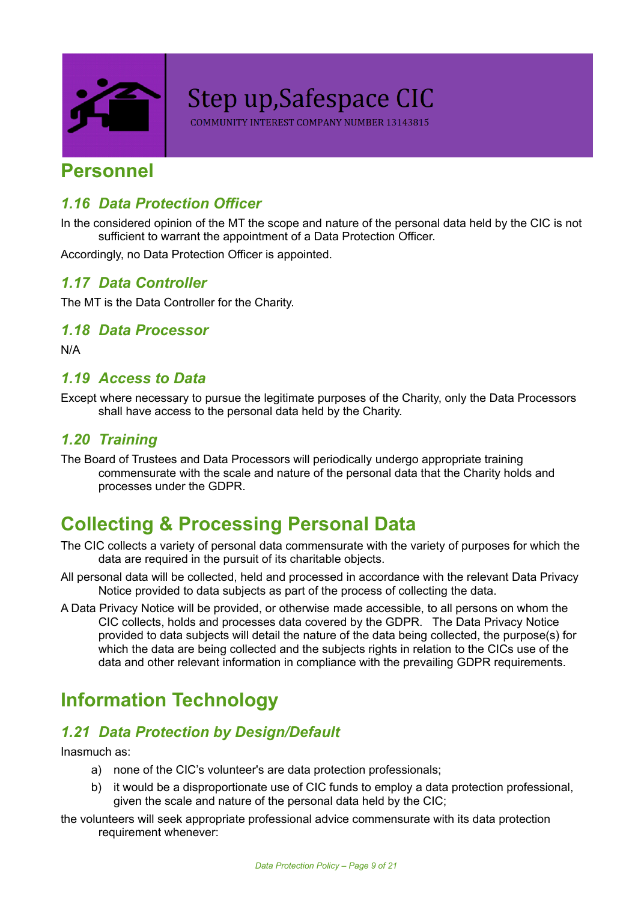## Personnel

### 1.16 Data Protection Officer

In the considered opinion of the MT the scope and nature of the personal data held by the CIC is not sufficient to warrant the appointment of a Data Protection Officer.

Accordingly, no Data Protection Officer is appointed.

### 1.17 Data Controller

The MT is the Data Controller for the Charity.

### 1.18 Data Processor

N/A

### 1.19 Access to Data

Except where necessary to pursue the legitimate purposes of the Charity, only the Data Processors shall have access to the personal data held by the Charity.

### 1.20 Training

The Board of Trustees and Data Processors will periodically undergo appropriate training commensurate with the scale and nature of the personal data that the Charity holds and processes under the GDPR.

## Collecting & Processing Personal Data

The CIC collects a variety of personal data commensurate with the variety of purposes for which the data are required in the pursuit of its charitable objects.

All personal data will be collected, held and processed in accordance with the relevant Data Privacy Notice provided to data subjects as part of the process of collecting the data.

A Data Privacy Notice will be provided, or otherwise made accessible, to all persons on whom the CIC collects, holds and processes data covered by the GDPR. The Data Privacy Notice provided to data subjects will detail the nature of the data being collected, the purpose(s) for which the data are being collected and the subjects rights in relation to the CICs use of the data and other relevant information in compliance with the prevailing GDPR requirements.

## Information Technology

### 1.21 Data Protection by Design/Default

Inasmuch as:

a) none of the CIC's volunteer's are data protection professionals;

b) it would be a disproportionate use of CIC funds to employ a data protection professional, given the scale and nature of the personal data held by the CIC;

the volunteers will seek appropriate professional advice commensurate with its data protection requirement whenever: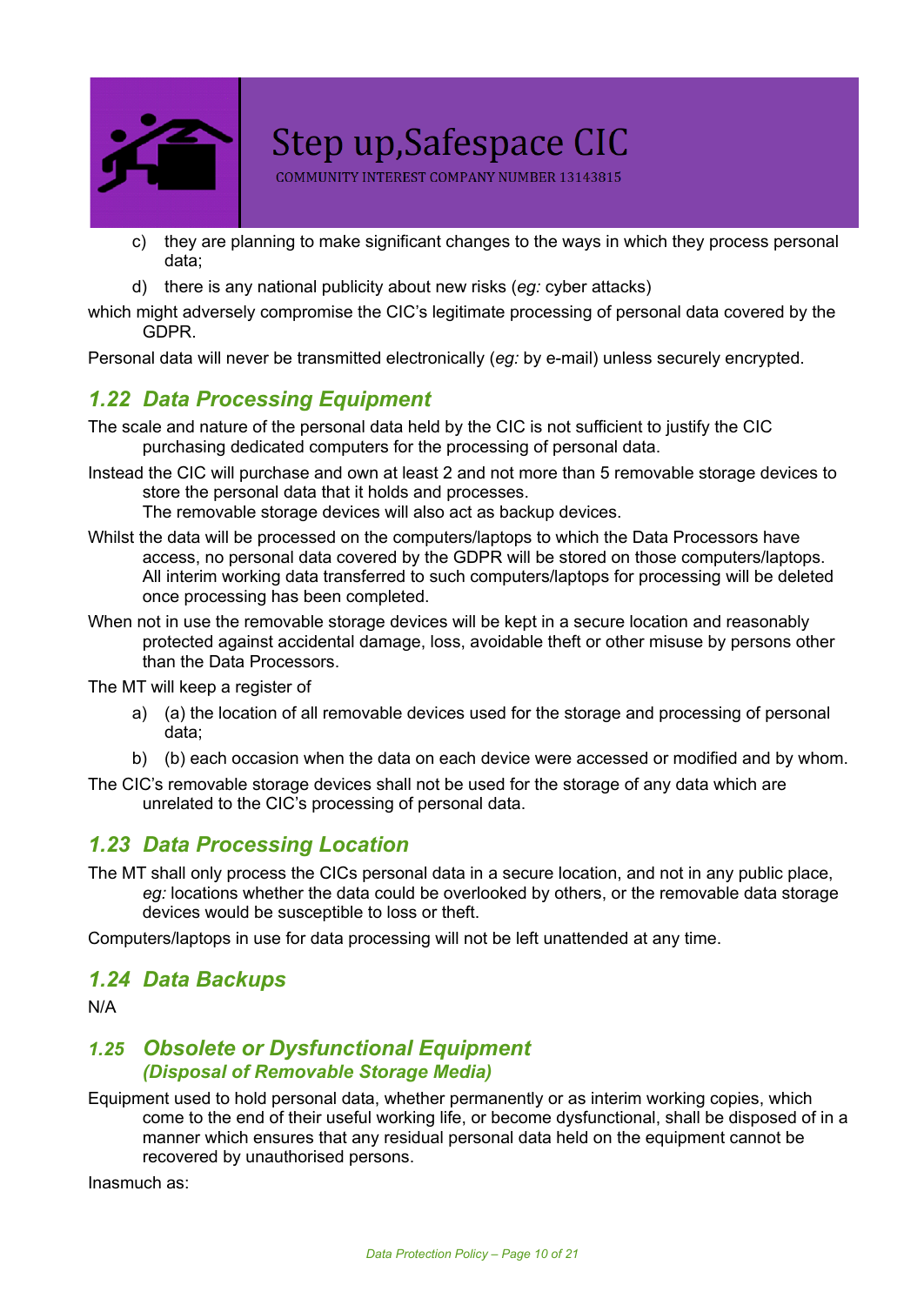c) they are planning to make significant changes to the ways in which they process personal data;

d) there is any national publicity about new risks (*eg:* cyber attacks)

which might adversely compromise the CIC's legitimate processing of personal data covered by the GDPR.

Personal data will never be transmitted electronically (*eg:* by e-mail) unless securely encrypted.

## *1.22 Data Processing Equipment*

The scale and nature of the personal data held by the CIC is not sufficient to justify the CIC purchasing dedicated computers for the processing of personal data.

Instead the CIC will purchase and own at least 2 and not more than 5 removable storage devices to store the personal data that it holds and processes.
The removable storage devices will also act as backup devices.

Whilst the data will be processed on the computers/laptops to which the Data Processors have access, no personal data covered by the GDPR will be stored on those computers/laptops. All interim working data transferred to such computers/laptops for processing will be deleted once processing has been completed.

When not in use the removable storage devices will be kept in a secure location and reasonably protected against accidental damage, loss, avoidable theft or other misuse by persons other than the Data Processors.

The MT will keep a register of

a) (a) the location of all removable devices used for the storage and processing of personal data;

b) (b) each occasion when the data on each device were accessed or modified and by whom.

The CIC's removable storage devices shall not be used for the storage of any data which are unrelated to the CIC's processing of personal data.

## *1.23 Data Processing Location*

The MT shall only process the CICs personal data in a secure location, and not in any public place, *eg:* locations whether the data could be overlooked by others, or the removable data storage devices would be susceptible to loss or theft.

Computers/laptops in use for data processing will not be left unattended at any time.

## *1.24 Data Backups*

N/A

## *1.25 Obsolete or Dysfunctional Equipment (Disposal of Removable Storage Media)*

Equipment used to hold personal data, whether permanently or as interim working copies, which come to the end of their useful working life, or become dysfunctional, shall be disposed of in a manner which ensures that any residual personal data held on the equipment cannot be recovered by unauthorised persons.

Inasmuch as: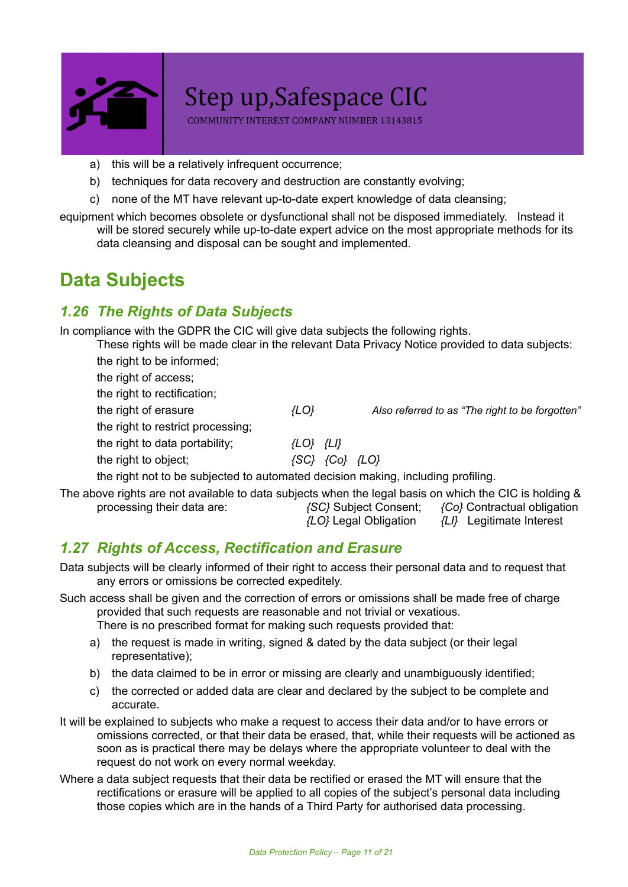a) this will be a relatively infrequent occurrence;

b) techniques for data recovery and destruction are constantly evolving;

c) none of the MT have relevant up-to-date expert knowledge of data cleansing;

equipment which becomes obsolete or dysfunctional shall not be disposed immediately. Instead it will be stored securely while up-to-date expert advice on the most appropriate methods for its data cleansing and disposal can be sought and implemented.

# Data Subjects

## *1.26 The Rights of Data Subjects*

In compliance with the GDPR the CIC will give data subjects the following rights.

These rights will be made clear in the relevant Data Privacy Notice provided to data subjects:

the right to be informed;

the right of access;

the right to rectification;

the right of erasure *{LO}* *Also referred to as "The right to be forgotten"*

the right to restrict processing;

the right to data portability; *{LO}* *{LI}*

the right to object; *{SC}* *{Co}* *{LO}*

the right not to be subjected to automated decision making, including profiling.

The above rights are not available to data subjects when the legal basis on which the CIC is holding & processing their data are: *{SC}* Subject Consent; *{Co}* Contractual obligation *{LO}* Legal Obligation *{LI}* Legitimate Interest

## *1.27 Rights of Access, Rectification and Erasure*

Data subjects will be clearly informed of their right to access their personal data and to request that any errors or omissions be corrected expeditely.

Such access shall be given and the correction of errors or omissions shall be made free of charge provided that such requests are reasonable and not trivial or vexatious.

There is no prescribed format for making such requests provided that:

a) the request is made in writing, signed & dated by the data subject (or their legal representative);

b) the data claimed to be in error or missing are clearly and unambiguously identified;

c) the corrected or added data are clear and declared by the subject to be complete and accurate.

It will be explained to subjects who make a request to access their data and/or to have errors or omissions corrected, or that their data be erased, that, while their requests will be actioned as soon as is practical there may be delays where the appropriate volunteer to deal with the request do not work on every normal weekday.

Where a data subject requests that their data be rectified or erased the MT will ensure that the rectifications or erasure will be applied to all copies of the subject's personal data including those copies which are in the hands of a Third Party for authorised data processing.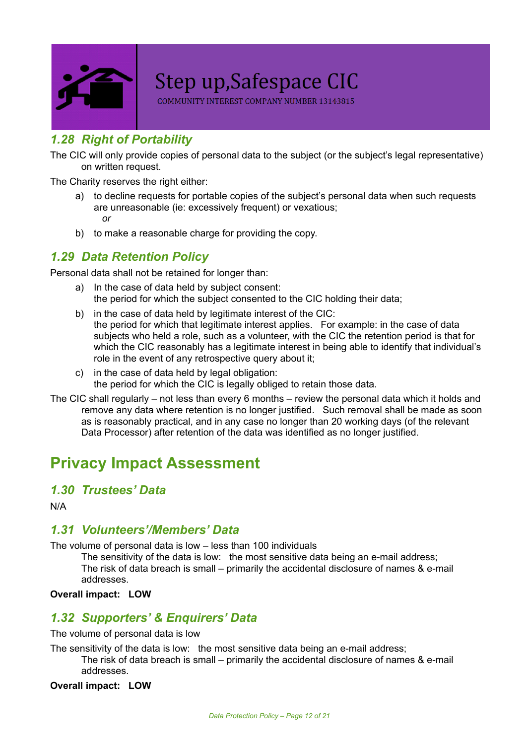### *1.28 Right of Portability*

The CIC will only provide copies of personal data to the subject (or the subject's legal representative) on written request.

The Charity reserves the right either:

a) to decline requests for portable copies of the subject's personal data when such requests are unreasonable (ie: excessively frequent) or vexatious;
   *or*

b) to make a reasonable charge for providing the copy.

### *1.29 Data Retention Policy*

Personal data shall not be retained for longer than:

a) In the case of data held by subject consent:
   the period for which the subject consented to the CIC holding their data;

b) in the case of data held by legitimate interest of the CIC:
   the period for which that legitimate interest applies. For example: in the case of data subjects who held a role, such as a volunteer, with the CIC the retention period is that for which the CIC reasonably has a legitimate interest in being able to identify that individual's role in the event of any retrospective query about it;

c) in the case of data held by legal obligation:
   the period for which the CIC is legally obliged to retain those data.

The CIC shall regularly – not less than every 6 months – review the personal data which it holds and remove any data where retention is no longer justified. Such removal shall be made as soon as is reasonably practical, and in any case no longer than 20 working days (of the relevant Data Processor) after retention of the data was identified as no longer justified.

## Privacy Impact Assessment

### *1.30 Trustees' Data*

N/A

### *1.31 Volunteers'/Members' Data*

The volume of personal data is low – less than 100 individuals

The sensitivity of the data is low: the most sensitive data being an e-mail address;

The risk of data breach is small – primarily the accidental disclosure of names & e-mail addresses.

**Overall impact: LOW**

### *1.32 Supporters' & Enquirers' Data*

The volume of personal data is low

The sensitivity of the data is low: the most sensitive data being an e-mail address;

The risk of data breach is small – primarily the accidental disclosure of names & e-mail addresses.

**Overall impact: LOW**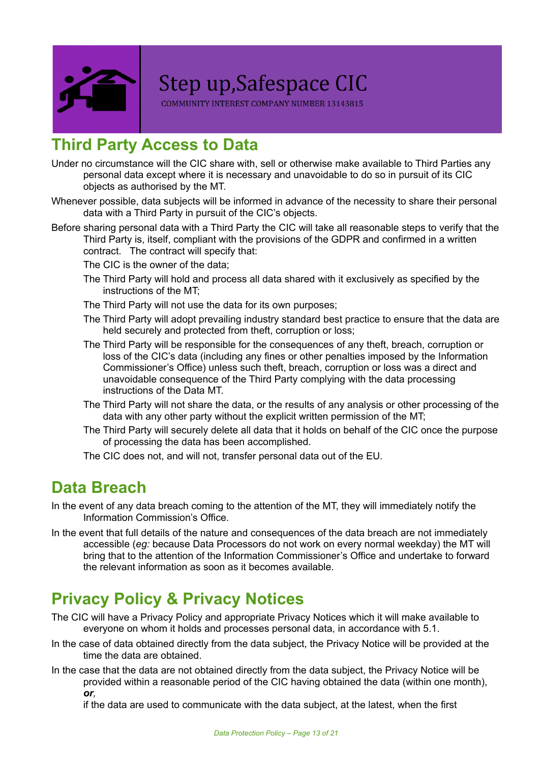## Third Party Access to Data

Under no circumstance will the CIC share with, sell or otherwise make available to Third Parties any personal data except where it is necessary and unavoidable to do so in pursuit of its CIC objects as authorised by the MT.

Whenever possible, data subjects will be informed in advance of the necessity to share their personal data with a Third Party in pursuit of the CIC's objects.

Before sharing personal data with a Third Party the CIC will take all reasonable steps to verify that the Third Party is, itself, compliant with the provisions of the GDPR and confirmed in a written contract. The contract will specify that:

The CIC is the owner of the data;

The Third Party will hold and process all data shared with it exclusively as specified by the instructions of the MT;

The Third Party will not use the data for its own purposes;

The Third Party will adopt prevailing industry standard best practice to ensure that the data are held securely and protected from theft, corruption or loss;

The Third Party will be responsible for the consequences of any theft, breach, corruption or loss of the CIC's data (including any fines or other penalties imposed by the Information Commissioner's Office) unless such theft, breach, corruption or loss was a direct and unavoidable consequence of the Third Party complying with the data processing instructions of the Data MT.

The Third Party will not share the data, or the results of any analysis or other processing of the data with any other party without the explicit written permission of the MT;

The Third Party will securely delete all data that it holds on behalf of the CIC once the purpose of processing the data has been accomplished.

The CIC does not, and will not, transfer personal data out of the EU.

## Data Breach

In the event of any data breach coming to the attention of the MT, they will immediately notify the Information Commission's Office.

In the event that full details of the nature and consequences of the data breach are not immediately accessible (*eg:* because Data Processors do not work on every normal weekday) the MT will bring that to the attention of the Information Commissioner's Office and undertake to forward the relevant information as soon as it becomes available.

## Privacy Policy & Privacy Notices

The CIC will have a Privacy Policy and appropriate Privacy Notices which it will make available to everyone on whom it holds and processes personal data, in accordance with 5.1.

In the case of data obtained directly from the data subject, the Privacy Notice will be provided at the time the data are obtained.

In the case that the data are not obtained directly from the data subject, the Privacy Notice will be provided within a reasonable period of the CIC having obtained the data (within one month), ***or***,

if the data are used to communicate with the data subject, at the latest, when the first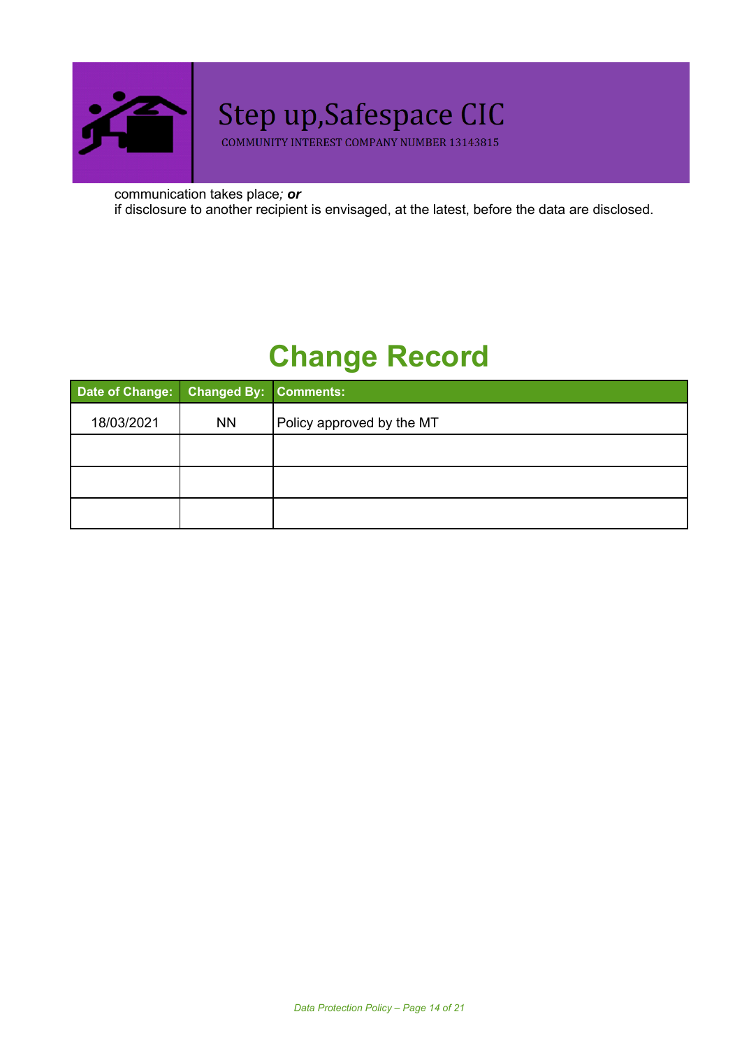communication takes place*; **or***

if disclosure to another recipient is envisaged, at the latest, before the data are disclosed.

# Change Record

| Date of Change: | Changed By: | Comments: |
|---|---|---|
| 18/03/2021 | NN | Policy approved by the MT |
| | | |
| | | |
| | | |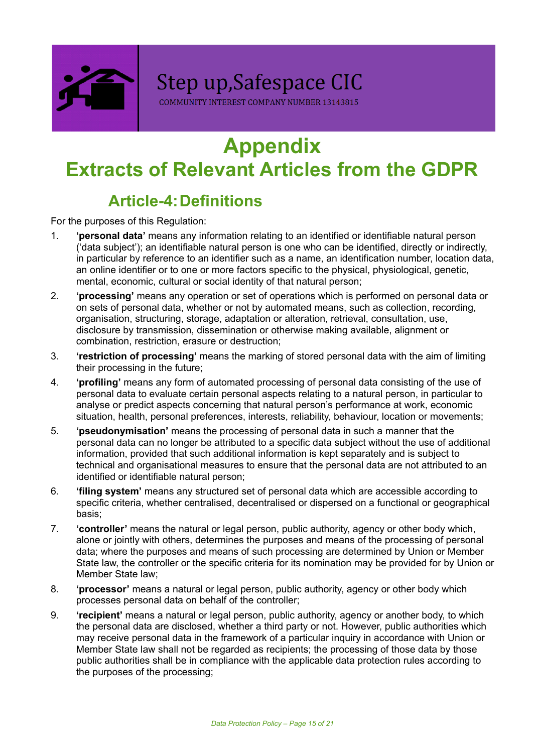# Appendix

# Extracts of Relevant Articles from the GDPR

## Article-4: Definitions

For the purposes of this Regulation:

1. **'personal data'** means any information relating to an identified or identifiable natural person ('data subject'); an identifiable natural person is one who can be identified, directly or indirectly, in particular by reference to an identifier such as a name, an identification number, location data, an online identifier or to one or more factors specific to the physical, physiological, genetic, mental, economic, cultural or social identity of that natural person;
2. **'processing'** means any operation or set of operations which is performed on personal data or on sets of personal data, whether or not by automated means, such as collection, recording, organisation, structuring, storage, adaptation or alteration, retrieval, consultation, use, disclosure by transmission, dissemination or otherwise making available, alignment or combination, restriction, erasure or destruction;
3. **'restriction of processing'** means the marking of stored personal data with the aim of limiting their processing in the future;
4. **'profiling'** means any form of automated processing of personal data consisting of the use of personal data to evaluate certain personal aspects relating to a natural person, in particular to analyse or predict aspects concerning that natural person's performance at work, economic situation, health, personal preferences, interests, reliability, behaviour, location or movements;
5. **'pseudonymisation'** means the processing of personal data in such a manner that the personal data can no longer be attributed to a specific data subject without the use of additional information, provided that such additional information is kept separately and is subject to technical and organisational measures to ensure that the personal data are not attributed to an identified or identifiable natural person;
6. **'filing system'** means any structured set of personal data which are accessible according to specific criteria, whether centralised, decentralised or dispersed on a functional or geographical basis;
7. **'controller'** means the natural or legal person, public authority, agency or other body which, alone or jointly with others, determines the purposes and means of the processing of personal data; where the purposes and means of such processing are determined by Union or Member State law, the controller or the specific criteria for its nomination may be provided for by Union or Member State law;
8. **'processor'** means a natural or legal person, public authority, agency or other body which processes personal data on behalf of the controller;
9. **'recipient'** means a natural or legal person, public authority, agency or another body, to which the personal data are disclosed, whether a third party or not. However, public authorities which may receive personal data in the framework of a particular inquiry in accordance with Union or Member State law shall not be regarded as recipients; the processing of those data by those public authorities shall be in compliance with the applicable data protection rules according to the purposes of the processing;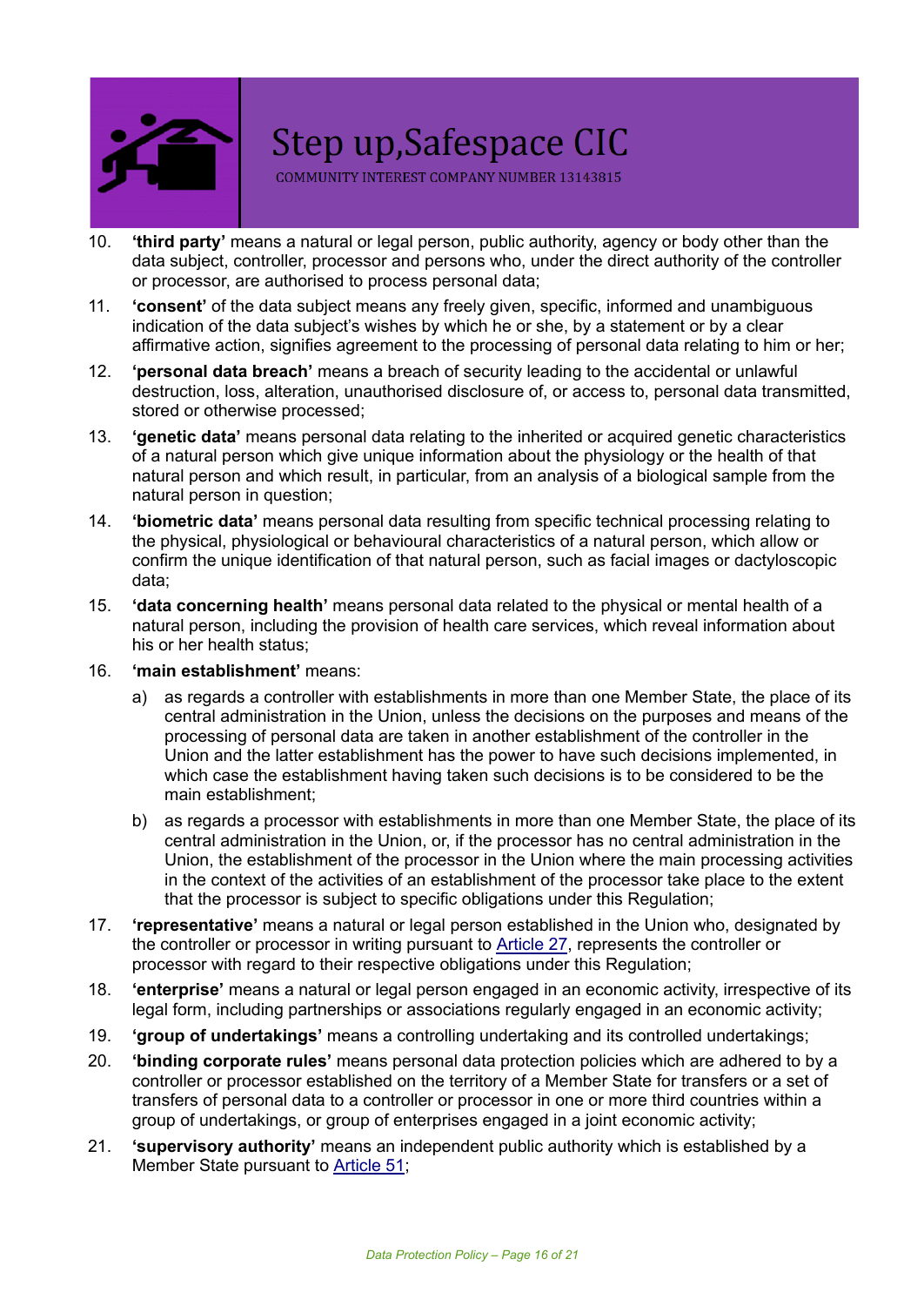10. **'third party'** means a natural or legal person, public authority, agency or body other than the data subject, controller, processor and persons who, under the direct authority of the controller or processor, are authorised to process personal data;
11. **'consent'** of the data subject means any freely given, specific, informed and unambiguous indication of the data subject's wishes by which he or she, by a statement or by a clear affirmative action, signifies agreement to the processing of personal data relating to him or her;
12. **'personal data breach'** means a breach of security leading to the accidental or unlawful destruction, loss, alteration, unauthorised disclosure of, or access to, personal data transmitted, stored or otherwise processed;
13. **'genetic data'** means personal data relating to the inherited or acquired genetic characteristics of a natural person which give unique information about the physiology or the health of that natural person and which result, in particular, from an analysis of a biological sample from the natural person in question;
14. **'biometric data'** means personal data resulting from specific technical processing relating to the physical, physiological or behavioural characteristics of a natural person, which allow or confirm the unique identification of that natural person, such as facial images or dactyloscopic data;
15. **'data concerning health'** means personal data related to the physical or mental health of a natural person, including the provision of health care services, which reveal information about his or her health status;
16. **'main establishment'** means:
    a) as regards a controller with establishments in more than one Member State, the place of its central administration in the Union, unless the decisions on the purposes and means of the processing of personal data are taken in another establishment of the controller in the Union and the latter establishment has the power to have such decisions implemented, in which case the establishment having taken such decisions is to be considered to be the main establishment;
    b) as regards a processor with establishments in more than one Member State, the place of its central administration in the Union, or, if the processor has no central administration in the Union, the establishment of the processor in the Union where the main processing activities in the context of the activities of an establishment of the processor take place to the extent that the processor is subject to specific obligations under this Regulation;
17. **'representative'** means a natural or legal person established in the Union who, designated by the controller or processor in writing pursuant to Article 27, represents the controller or processor with regard to their respective obligations under this Regulation;
18. **'enterprise'** means a natural or legal person engaged in an economic activity, irrespective of its legal form, including partnerships or associations regularly engaged in an economic activity;
19. **'group of undertakings'** means a controlling undertaking and its controlled undertakings;
20. **'binding corporate rules'** means personal data protection policies which are adhered to by a controller or processor established on the territory of a Member State for transfers or a set of transfers of personal data to a controller or processor in one or more third countries within a group of undertakings, or group of enterprises engaged in a joint economic activity;
21. **'supervisory authority'** means an independent public authority which is established by a Member State pursuant to Article 51;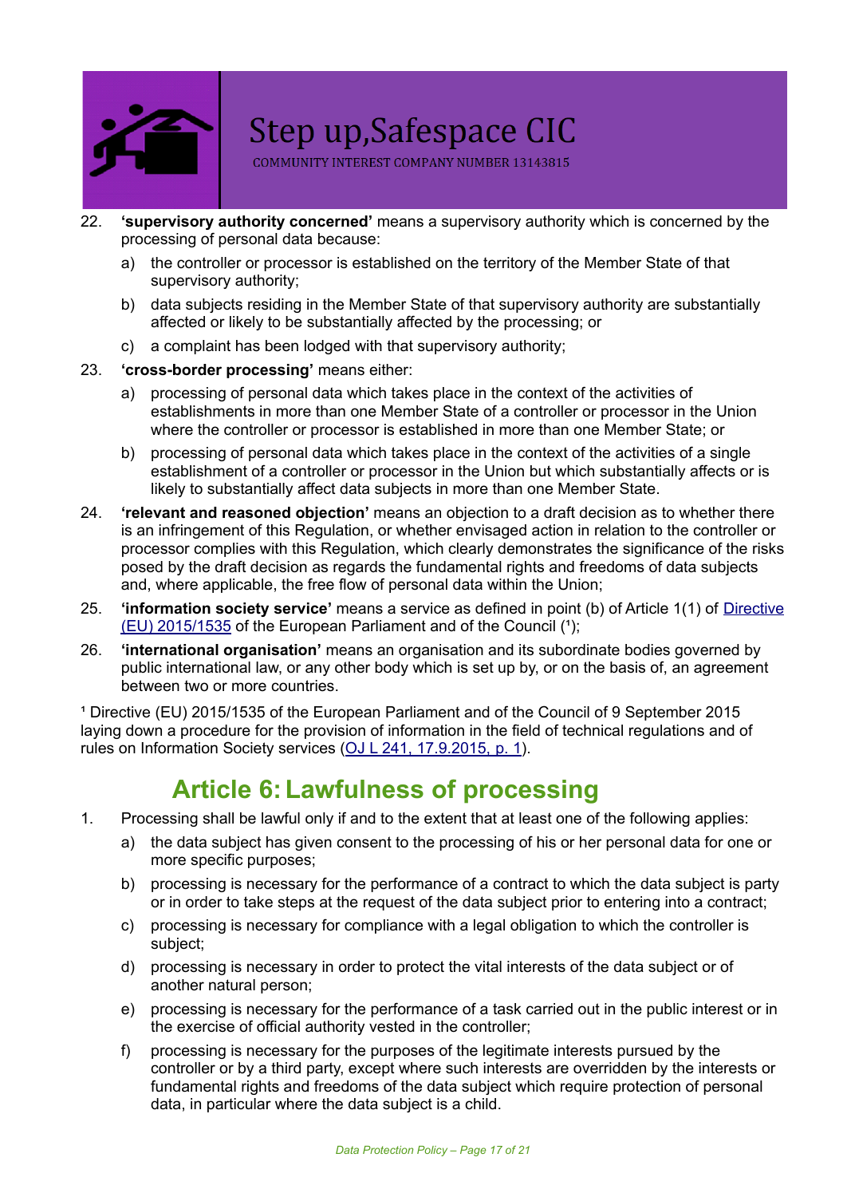22. **'supervisory authority concerned'** means a supervisory authority which is concerned by the processing of personal data because:
    a) the controller or processor is established on the territory of the Member State of that supervisory authority;
    b) data subjects residing in the Member State of that supervisory authority are substantially affected or likely to be substantially affected by the processing; or
    c) a complaint has been lodged with that supervisory authority;
23. **'cross-border processing'** means either:
    a) processing of personal data which takes place in the context of the activities of establishments in more than one Member State of a controller or processor in the Union where the controller or processor is established in more than one Member State; or
    b) processing of personal data which takes place in the context of the activities of a single establishment of a controller or processor in the Union but which substantially affects or is likely to substantially affect data subjects in more than one Member State.
24. **'relevant and reasoned objection'** means an objection to a draft decision as to whether there is an infringement of this Regulation, or whether envisaged action in relation to the controller or processor complies with this Regulation, which clearly demonstrates the significance of the risks posed by the draft decision as regards the fundamental rights and freedoms of data subjects and, where applicable, the free flow of personal data within the Union;
25. **'information society service'** means a service as defined in point (b) of Article 1(1) of Directive (EU) 2015/1535 of the European Parliament and of the Council ([1]);
26. **'international organisation'** means an organisation and its subordinate bodies governed by public international law, or any other body which is set up by, or on the basis of, an agreement between two or more countries.

[1] Directive (EU) 2015/1535 of the European Parliament and of the Council of 9 September 2015 laying down a procedure for the provision of information in the field of technical regulations and of rules on Information Society services (OJ L 241, 17.9.2015, p. 1).

## Article 6: Lawfulness of processing

1. Processing shall be lawful only if and to the extent that at least one of the following applies:
    a) the data subject has given consent to the processing of his or her personal data for one or more specific purposes;
    b) processing is necessary for the performance of a contract to which the data subject is party or in order to take steps at the request of the data subject prior to entering into a contract;
    c) processing is necessary for compliance with a legal obligation to which the controller is subject;
    d) processing is necessary in order to protect the vital interests of the data subject or of another natural person;
    e) processing is necessary for the performance of a task carried out in the public interest or in the exercise of official authority vested in the controller;
    f) processing is necessary for the purposes of the legitimate interests pursued by the controller or by a third party, except where such interests are overridden by the interests or fundamental rights and freedoms of the data subject which require protection of personal data, in particular where the data subject is a child.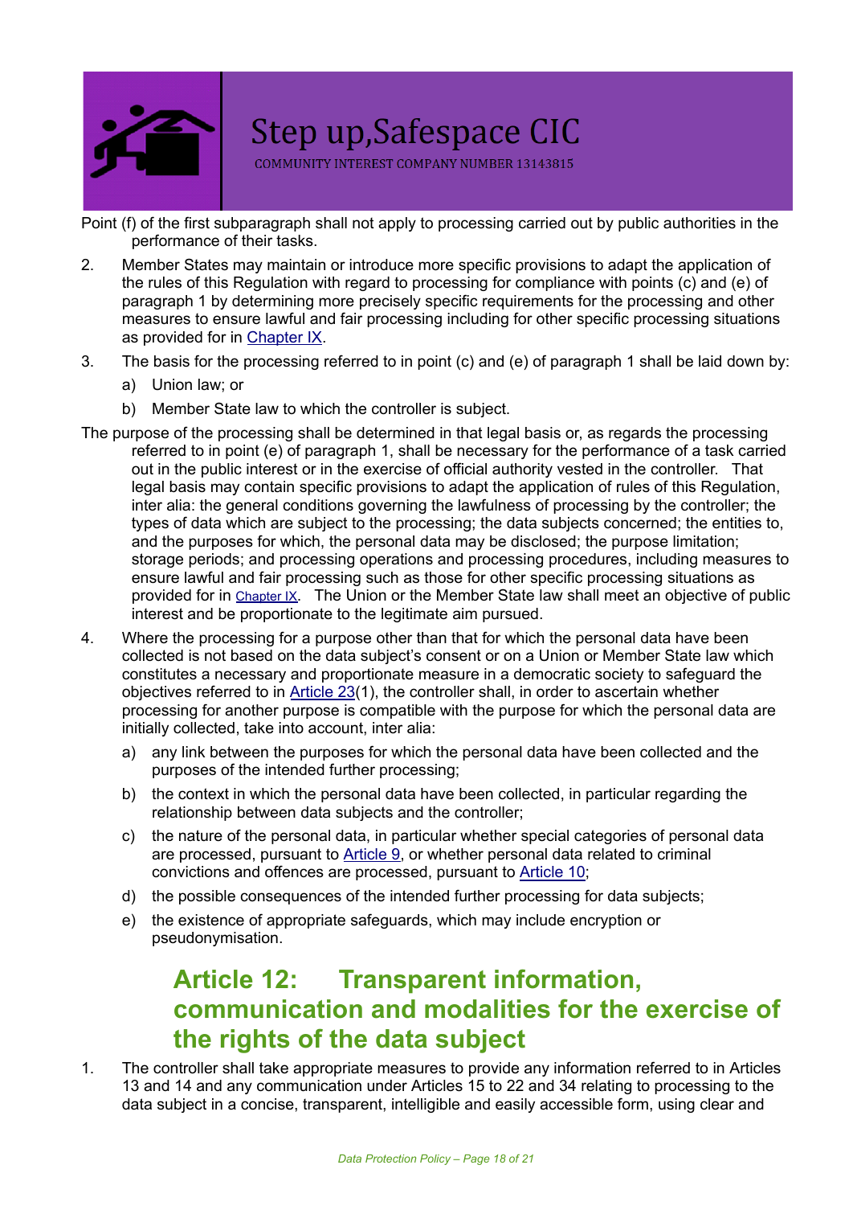Point (f) of the first subparagraph shall not apply to processing carried out by public authorities in the performance of their tasks.

2. Member States may maintain or introduce more specific provisions to adapt the application of the rules of this Regulation with regard to processing for compliance with points (c) and (e) of paragraph 1 by determining more precisely specific requirements for the processing and other measures to ensure lawful and fair processing including for other specific processing situations as provided for in Chapter IX.

3. The basis for the processing referred to in point (c) and (e) of paragraph 1 shall be laid down by:

   a) Union law; or

   b) Member State law to which the controller is subject.

The purpose of the processing shall be determined in that legal basis or, as regards the processing referred to in point (e) of paragraph 1, shall be necessary for the performance of a task carried out in the public interest or in the exercise of official authority vested in the controller. That legal basis may contain specific provisions to adapt the application of rules of this Regulation, inter alia: the general conditions governing the lawfulness of processing by the controller; the types of data which are subject to the processing; the data subjects concerned; the entities to, and the purposes for which, the personal data may be disclosed; the purpose limitation; storage periods; and processing operations and processing procedures, including measures to ensure lawful and fair processing such as those for other specific processing situations as provided for in Chapter IX. The Union or the Member State law shall meet an objective of public interest and be proportionate to the legitimate aim pursued.

4. Where the processing for a purpose other than that for which the personal data have been collected is not based on the data subject's consent or on a Union or Member State law which constitutes a necessary and proportionate measure in a democratic society to safeguard the objectives referred to in Article 23(1), the controller shall, in order to ascertain whether processing for another purpose is compatible with the purpose for which the personal data are initially collected, take into account, inter alia:

   a) any link between the purposes for which the personal data have been collected and the purposes of the intended further processing;

   b) the context in which the personal data have been collected, in particular regarding the relationship between data subjects and the controller;

   c) the nature of the personal data, in particular whether special categories of personal data are processed, pursuant to Article 9, or whether personal data related to criminal convictions and offences are processed, pursuant to Article 10;

   d) the possible consequences of the intended further processing for data subjects;

   e) the existence of appropriate safeguards, which may include encryption or pseudonymisation.

## Article 12: Transparent information, communication and modalities for the exercise of the rights of the data subject

1. The controller shall take appropriate measures to provide any information referred to in Articles 13 and 14 and any communication under Articles 15 to 22 and 34 relating to processing to the data subject in a concise, transparent, intelligible and easily accessible form, using clear and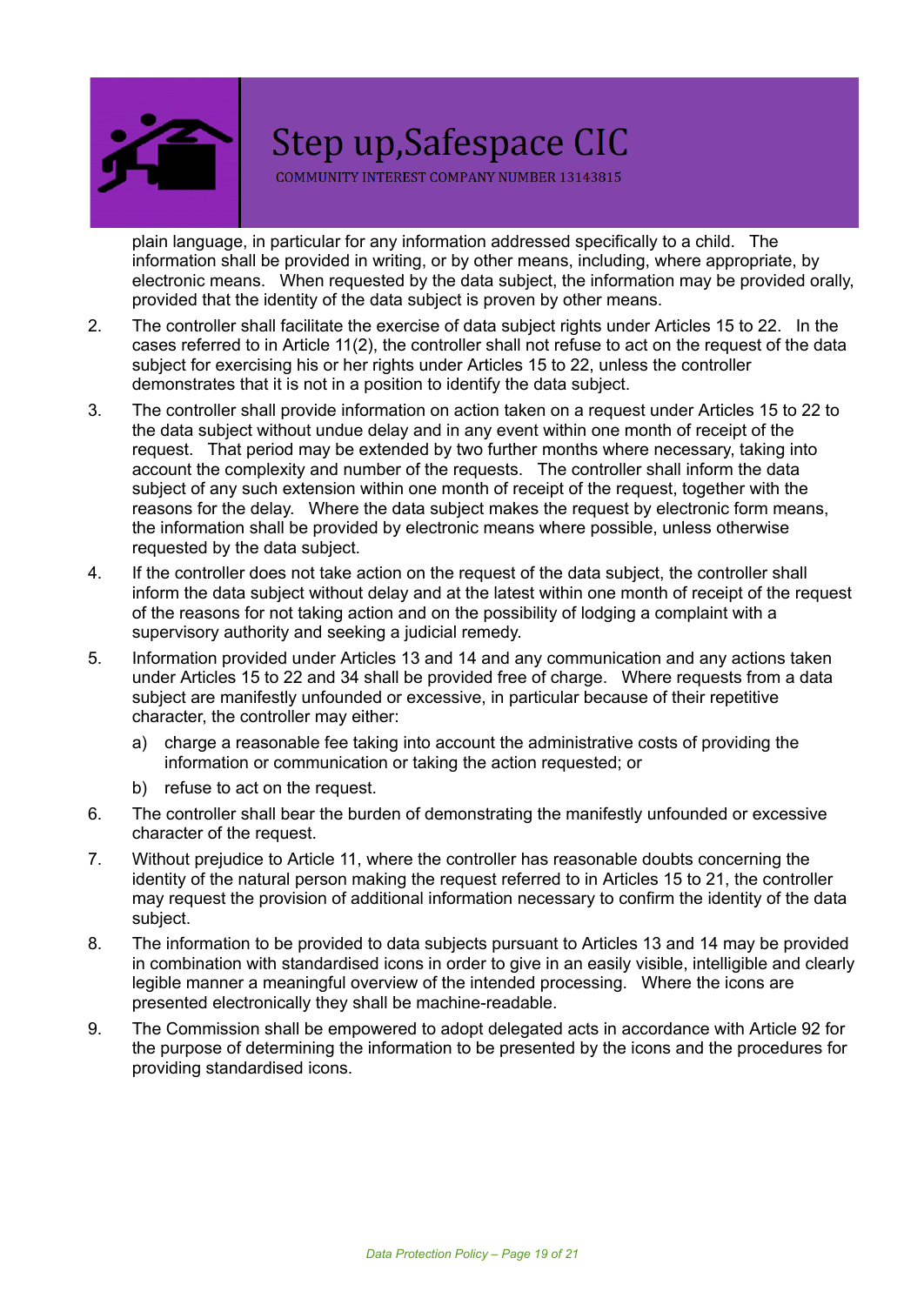plain language, in particular for any information addressed specifically to a child. The information shall be provided in writing, or by other means, including, where appropriate, by electronic means. When requested by the data subject, the information may be provided orally, provided that the identity of the data subject is proven by other means.

2. The controller shall facilitate the exercise of data subject rights under Articles 15 to 22. In the cases referred to in Article 11(2), the controller shall not refuse to act on the request of the data subject for exercising his or her rights under Articles 15 to 22, unless the controller demonstrates that it is not in a position to identify the data subject.
3. The controller shall provide information on action taken on a request under Articles 15 to 22 to the data subject without undue delay and in any event within one month of receipt of the request. That period may be extended by two further months where necessary, taking into account the complexity and number of the requests. The controller shall inform the data subject of any such extension within one month of receipt of the request, together with the reasons for the delay. Where the data subject makes the request by electronic form means, the information shall be provided by electronic means where possible, unless otherwise requested by the data subject.
4. If the controller does not take action on the request of the data subject, the controller shall inform the data subject without delay and at the latest within one month of receipt of the request of the reasons for not taking action and on the possibility of lodging a complaint with a supervisory authority and seeking a judicial remedy.
5. Information provided under Articles 13 and 14 and any communication and any actions taken under Articles 15 to 22 and 34 shall be provided free of charge. Where requests from a data subject are manifestly unfounded or excessive, in particular because of their repetitive character, the controller may either:
   a) charge a reasonable fee taking into account the administrative costs of providing the information or communication or taking the action requested; or
   b) refuse to act on the request.
6. The controller shall bear the burden of demonstrating the manifestly unfounded or excessive character of the request.
7. Without prejudice to Article 11, where the controller has reasonable doubts concerning the identity of the natural person making the request referred to in Articles 15 to 21, the controller may request the provision of additional information necessary to confirm the identity of the data subject.
8. The information to be provided to data subjects pursuant to Articles 13 and 14 may be provided in combination with standardised icons in order to give in an easily visible, intelligible and clearly legible manner a meaningful overview of the intended processing. Where the icons are presented electronically they shall be machine-readable.
9. The Commission shall be empowered to adopt delegated acts in accordance with Article 92 for the purpose of determining the information to be presented by the icons and the procedures for providing standardised icons.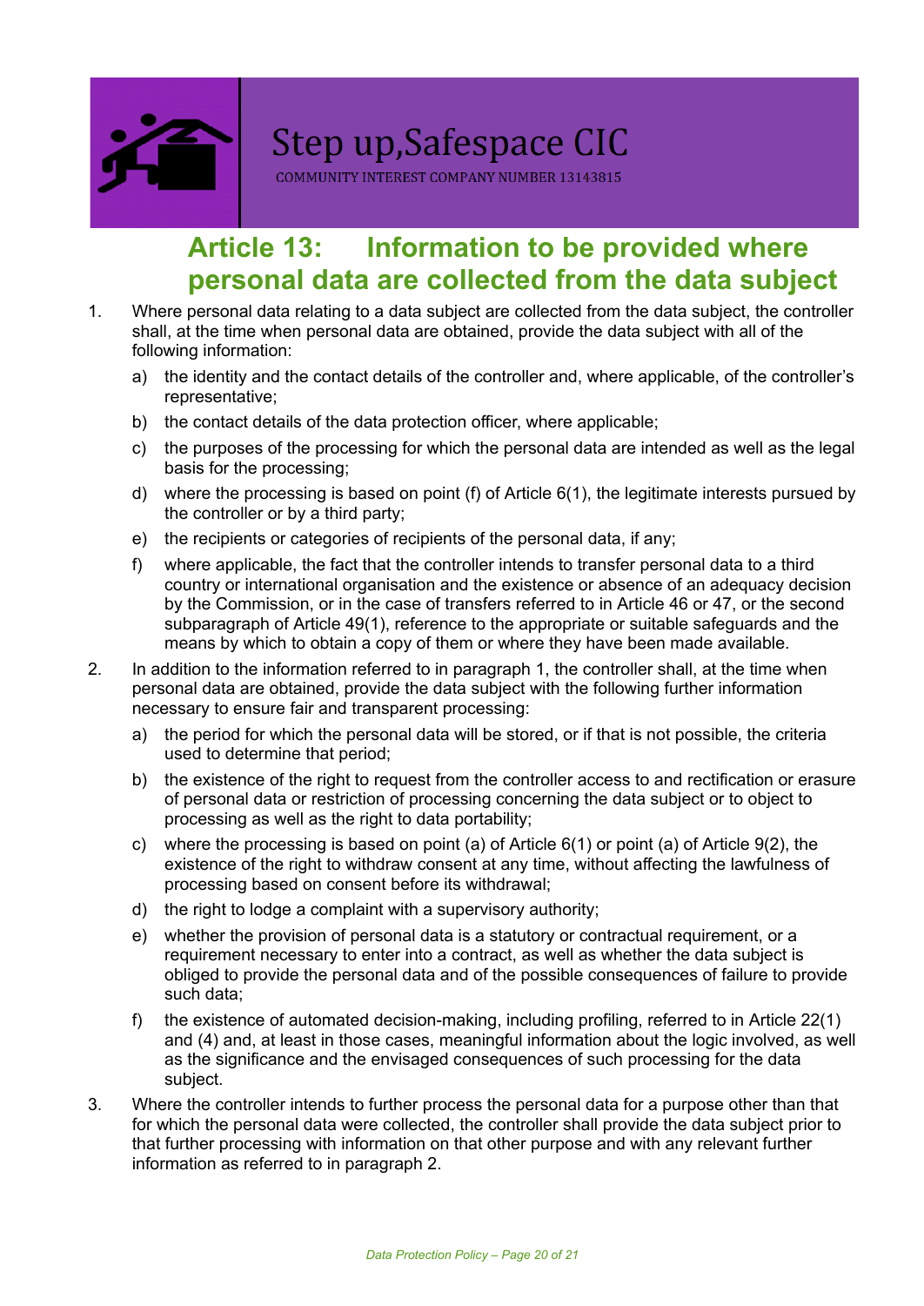Step up,Safespace CIC

COMMUNITY INTEREST COMPANY NUMBER 13143815

## Article 13: Information to be provided where personal data are collected from the data subject

1. Where personal data relating to a data subject are collected from the data subject, the controller shall, at the time when personal data are obtained, provide the data subject with all of the following information:
   a) the identity and the contact details of the controller and, where applicable, of the controller's representative;
   b) the contact details of the data protection officer, where applicable;
   c) the purposes of the processing for which the personal data are intended as well as the legal basis for the processing;
   d) where the processing is based on point (f) of Article 6(1), the legitimate interests pursued by the controller or by a third party;
   e) the recipients or categories of recipients of the personal data, if any;
   f) where applicable, the fact that the controller intends to transfer personal data to a third country or international organisation and the existence or absence of an adequacy decision by the Commission, or in the case of transfers referred to in Article 46 or 47, or the second subparagraph of Article 49(1), reference to the appropriate or suitable safeguards and the means by which to obtain a copy of them or where they have been made available.
2. In addition to the information referred to in paragraph 1, the controller shall, at the time when personal data are obtained, provide the data subject with the following further information necessary to ensure fair and transparent processing:
   a) the period for which the personal data will be stored, or if that is not possible, the criteria used to determine that period;
   b) the existence of the right to request from the controller access to and rectification or erasure of personal data or restriction of processing concerning the data subject or to object to processing as well as the right to data portability;
   c) where the processing is based on point (a) of Article 6(1) or point (a) of Article 9(2), the existence of the right to withdraw consent at any time, without affecting the lawfulness of processing based on consent before its withdrawal;
   d) the right to lodge a complaint with a supervisory authority;
   e) whether the provision of personal data is a statutory or contractual requirement, or a requirement necessary to enter into a contract, as well as whether the data subject is obliged to provide the personal data and of the possible consequences of failure to provide such data;
   f) the existence of automated decision-making, including profiling, referred to in Article 22(1) and (4) and, at least in those cases, meaningful information about the logic involved, as well as the significance and the envisaged consequences of such processing for the data subject.
3. Where the controller intends to further process the personal data for a purpose other than that for which the personal data were collected, the controller shall provide the data subject prior to that further processing with information on that other purpose and with any relevant further information as referred to in paragraph 2.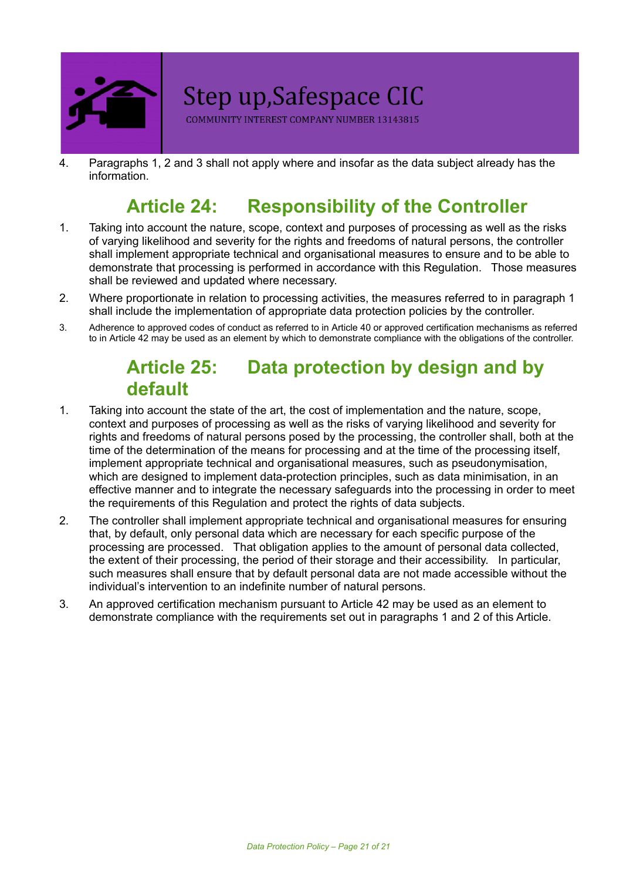4. Paragraphs 1, 2 and 3 shall not apply where and insofar as the data subject already has the information.

## Article 24: Responsibility of the Controller

1. Taking into account the nature, scope, context and purposes of processing as well as the risks of varying likelihood and severity for the rights and freedoms of natural persons, the controller shall implement appropriate technical and organisational measures to ensure and to be able to demonstrate that processing is performed in accordance with this Regulation. Those measures shall be reviewed and updated where necessary.
2. Where proportionate in relation to processing activities, the measures referred to in paragraph 1 shall include the implementation of appropriate data protection policies by the controller.
3. Adherence to approved codes of conduct as referred to in Article 40 or approved certification mechanisms as referred to in Article 42 may be used as an element by which to demonstrate compliance with the obligations of the controller.

## Article 25: Data protection by design and by default

1. Taking into account the state of the art, the cost of implementation and the nature, scope, context and purposes of processing as well as the risks of varying likelihood and severity for rights and freedoms of natural persons posed by the processing, the controller shall, both at the time of the determination of the means for processing and at the time of the processing itself, implement appropriate technical and organisational measures, such as pseudonymisation, which are designed to implement data-protection principles, such as data minimisation, in an effective manner and to integrate the necessary safeguards into the processing in order to meet the requirements of this Regulation and protect the rights of data subjects.
2. The controller shall implement appropriate technical and organisational measures for ensuring that, by default, only personal data which are necessary for each specific purpose of the processing are processed. That obligation applies to the amount of personal data collected, the extent of their processing, the period of their storage and their accessibility. In particular, such measures shall ensure that by default personal data are not made accessible without the individual's intervention to an indefinite number of natural persons.
3. An approved certification mechanism pursuant to Article 42 may be used as an element to demonstrate compliance with the requirements set out in paragraphs 1 and 2 of this Article.